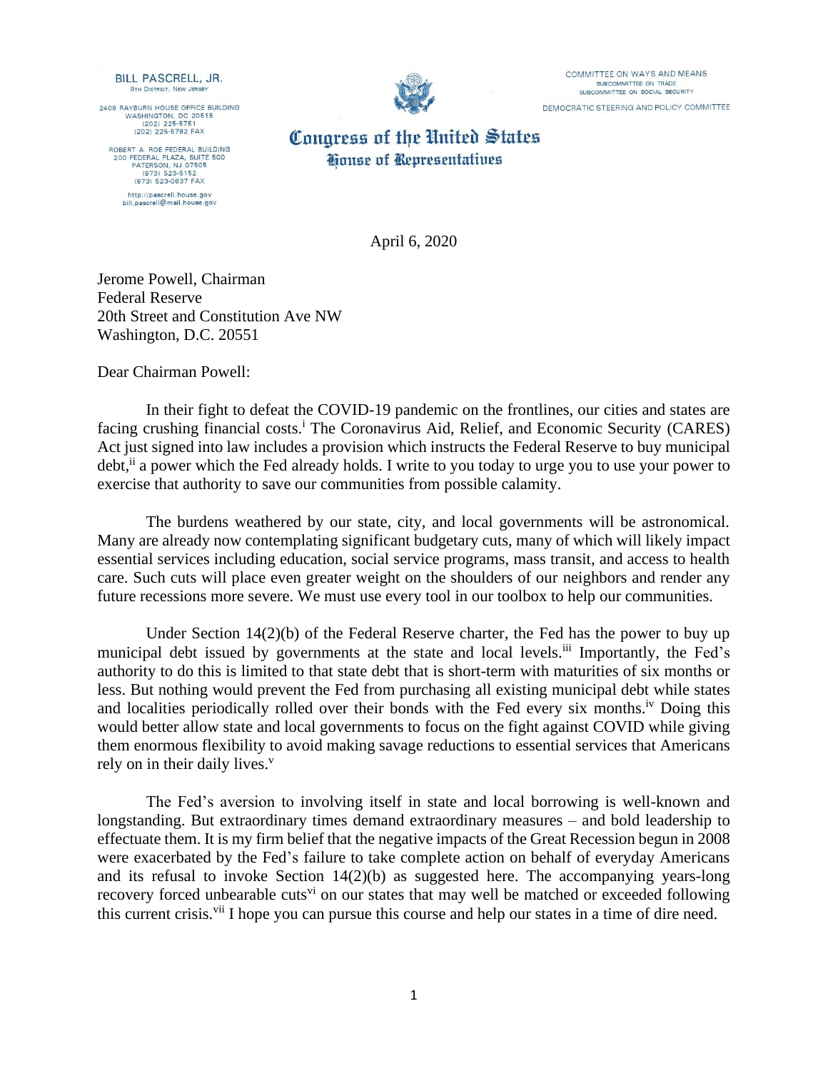BILL PASCRELL, JR.
9TH DISTRICT, NEW JERSEY

2409 RAYBURN HOUSE OFFICE BUILDING
WASHINGTON, DC 20515
(202) 225-5751
(202) 225-5782 FAX

ROBERT A. ROE FEDERAL BUILDING
200 FEDERAL PLAZA, SUITE 500
PATERSON, NJ 07505
(973) 523-5152
(973) 523-0637 FAX

http://pascrell.house.gov
bill.pascrell@mail.house.gov

COMMITTEE ON WAYS AND MEANS
SUBCOMMITTEE ON TRADE
SUBCOMMITTEE ON SOCIAL SECURITY

DEMOCRATIC STEERING AND POLICY COMMITTEE

**Congress of the United States**
**House of Representatives**

April 6, 2020

Jerome Powell, Chairman
Federal Reserve
20th Street and Constitution Ave NW
Washington, D.C. 20551

Dear Chairman Powell:

In their fight to defeat the COVID-19 pandemic on the frontlines, our cities and states are facing crushing financial costs.[i] The Coronavirus Aid, Relief, and Economic Security (CARES) Act just signed into law includes a provision which instructs the Federal Reserve to buy municipal debt,[ii] a power which the Fed already holds. I write to you today to urge you to use your power to exercise that authority to save our communities from possible calamity.

The burdens weathered by our state, city, and local governments will be astronomical. Many are already now contemplating significant budgetary cuts, many of which will likely impact essential services including education, social service programs, mass transit, and access to health care. Such cuts will place even greater weight on the shoulders of our neighbors and render any future recessions more severe. We must use every tool in our toolbox to help our communities.

Under Section 14(2)(b) of the Federal Reserve charter, the Fed has the power to buy up municipal debt issued by governments at the state and local levels.[iii] Importantly, the Fed's authority to do this is limited to that state debt that is short-term with maturities of six months or less. But nothing would prevent the Fed from purchasing all existing municipal debt while states and localities periodically rolled over their bonds with the Fed every six months.[iv] Doing this would better allow state and local governments to focus on the fight against COVID while giving them enormous flexibility to avoid making savage reductions to essential services that Americans rely on in their daily lives.[v]

The Fed's aversion to involving itself in state and local borrowing is well-known and longstanding. But extraordinary times demand extraordinary measures – and bold leadership to effectuate them. It is my firm belief that the negative impacts of the Great Recession begun in 2008 were exacerbated by the Fed's failure to take complete action on behalf of everyday Americans and its refusal to invoke Section 14(2)(b) as suggested here. The accompanying years-long recovery forced unbearable cuts[vi] on our states that may well be matched or exceeded following this current crisis.[vii] I hope you can pursue this course and help our states in a time of dire need.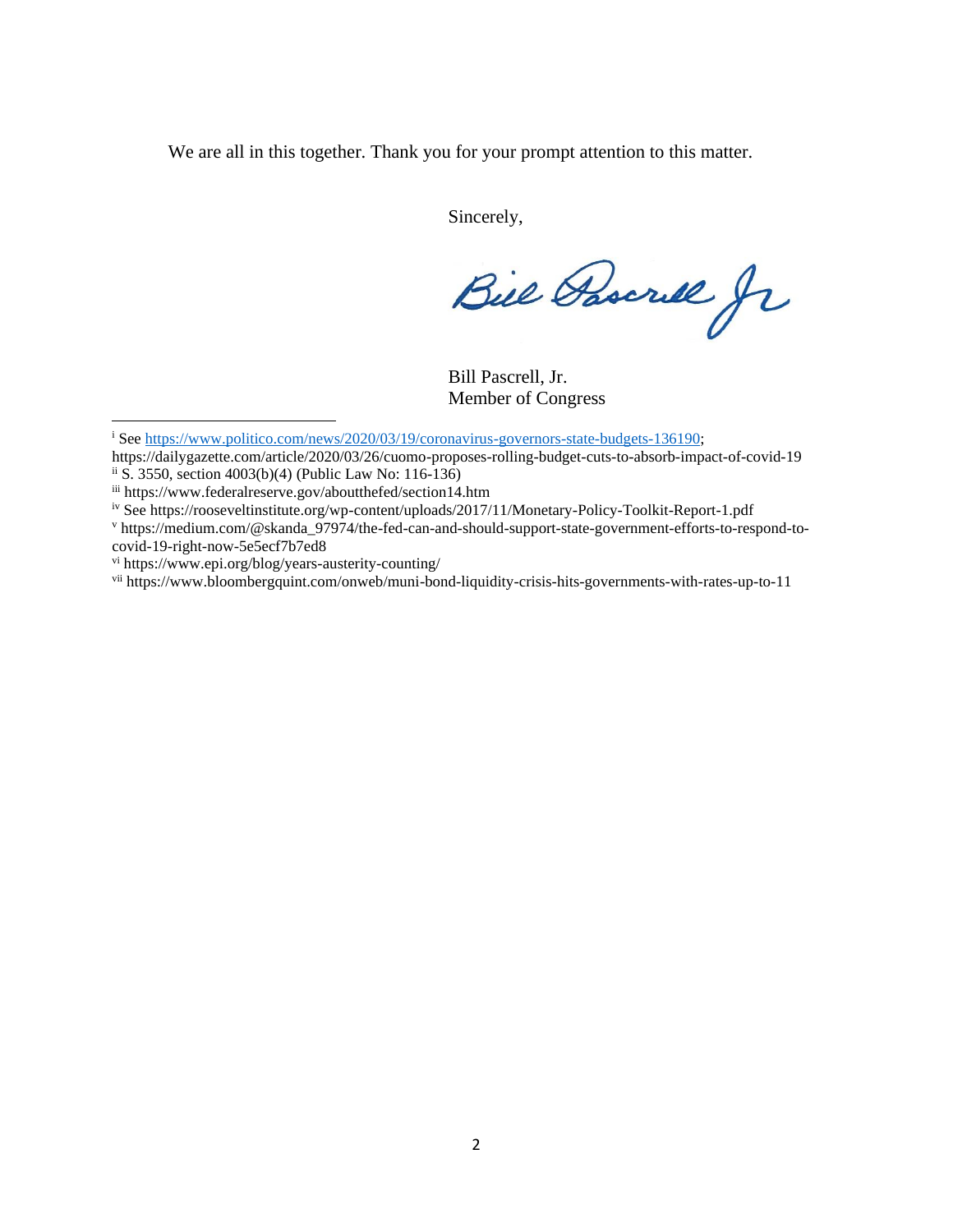We are all in this together. Thank you for your prompt attention to this matter.

Sincerely,

Bill Pascrell, Jr.
Member of Congress

---

[i] See https://www.politico.com/news/2020/03/19/coronavirus-governors-state-budgets-136190; https://dailygazette.com/article/2020/03/26/cuomo-proposes-rolling-budget-cuts-to-absorb-impact-of-covid-19

[ii] S. 3550, section 4003(b)(4) (Public Law No: 116-136)

[iii] https://www.federalreserve.gov/aboutthefed/section14.htm

[iv] See https://rooseveltinstitute.org/wp-content/uploads/2017/11/Monetary-Policy-Toolkit-Report-1.pdf

[v] https://medium.com/@skanda_97974/the-fed-can-and-should-support-state-government-efforts-to-respond-to-covid-19-right-now-5e5ecf7b7ed8

[vi] https://www.epi.org/blog/years-austerity-counting/

[vii] https://www.bloombergquint.com/onweb/muni-bond-liquidity-crisis-hits-governments-with-rates-up-to-11